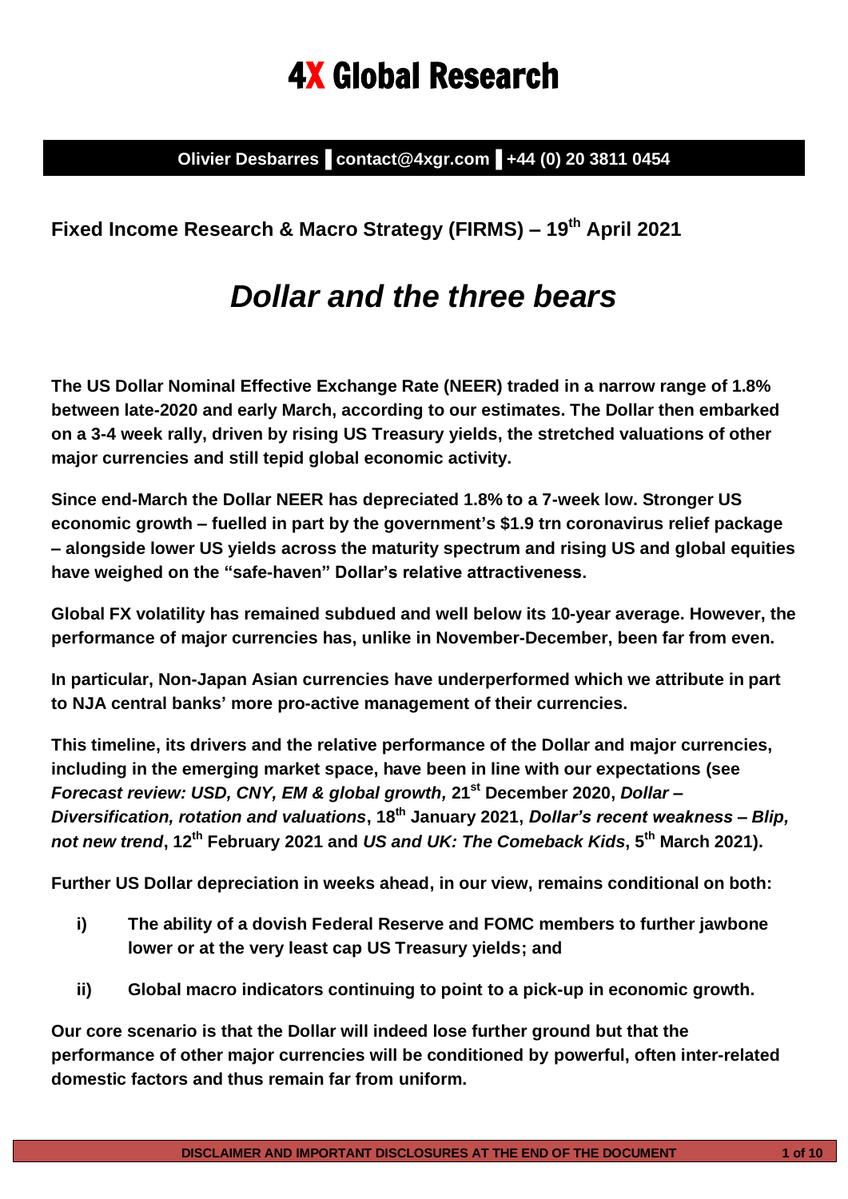# 4X Global Research

**Olivier Desbarres ▌contact@4xgr.com ▌+44 (0) 20 3811 0454**

## Fixed Income Research & Macro Strategy (FIRMS) – 19th April 2021

# *Dollar and the three bears*

**The US Dollar Nominal Effective Exchange Rate (NEER) traded in a narrow range of 1.8% between late-2020 and early March, according to our estimates. The Dollar then embarked on a 3-4 week rally, driven by rising US Treasury yields, the stretched valuations of other major currencies and still tepid global economic activity.**

**Since end-March the Dollar NEER has depreciated 1.8% to a 7-week low. Stronger US economic growth – fuelled in part by the government's $1.9 trn coronavirus relief package – alongside lower US yields across the maturity spectrum and rising US and global equities have weighed on the "safe-haven" Dollar's relative attractiveness.**

**Global FX volatility has remained subdued and well below its 10-year average. However, the performance of major currencies has, unlike in November-December, been far from even.**

**In particular, Non-Japan Asian currencies have underperformed which we attribute in part to NJA central banks' more pro-active management of their currencies.**

**This timeline, its drivers and the relative performance of the Dollar and major currencies, including in the emerging market space, have been in line with our expectations (see *Forecast review: USD, CNY, EM & global growth,* 21st December 2020, *Dollar – Diversification, rotation and valuations*, 18th January 2021, *Dollar's recent weakness – Blip, not new trend*, 12th February 2021 and *US and UK: The Comeback Kids*, 5th March 2021).**

**Further US Dollar depreciation in weeks ahead, in our view, remains conditional on both:**

- **i) The ability of a dovish Federal Reserve and FOMC members to further jawbone lower or at the very least cap US Treasury yields; and**
- **ii) Global macro indicators continuing to point to a pick-up in economic growth.**

**Our core scenario is that the Dollar will indeed lose further ground but that the performance of other major currencies will be conditioned by powerful, often inter-related domestic factors and thus remain far from uniform.**

DISCLAIMER AND IMPORTANT DISCLOSURES AT THE END OF THE DOCUMENT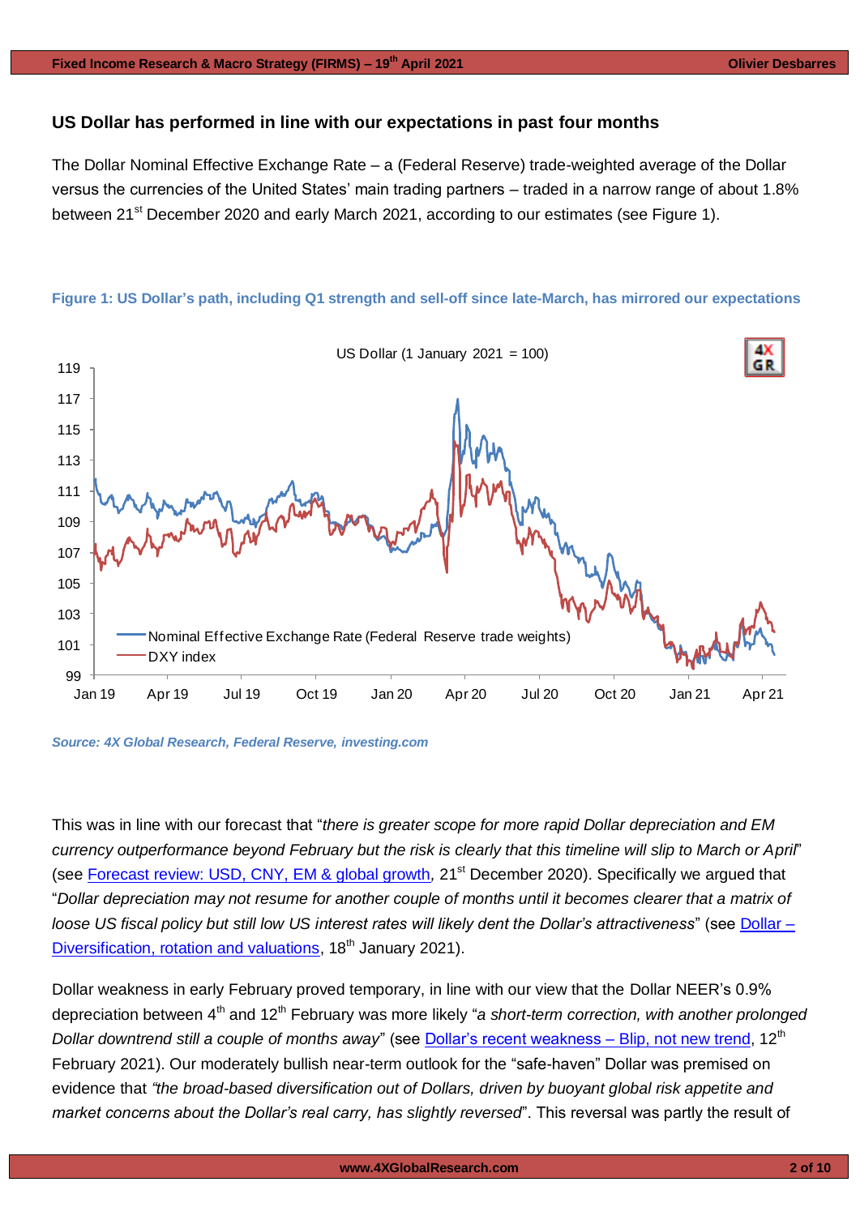## US Dollar has performed in line with our expectations in past four months

The Dollar Nominal Effective Exchange Rate – a (Federal Reserve) trade-weighted average of the Dollar versus the currencies of the United States' main trading partners – traded in a narrow range of about 1.8% between 21st December 2020 and early March 2021, according to our estimates (see Figure 1).

**Figure 1: US Dollar's path, including Q1 strength and sell-off since late-March, has mirrored our expectations**

*Source: 4X Global Research, Federal Reserve, investing.com*

This was in line with our forecast that "*there is greater scope for more rapid Dollar depreciation and EM currency outperformance beyond February but the risk is clearly that this timeline will slip to March or April*" (see Forecast review: USD, CNY, EM & global growth, 21st December 2020). Specifically we argued that "*Dollar depreciation may not resume for another couple of months until it becomes clearer that a matrix of loose US fiscal policy but still low US interest rates will likely dent the Dollar's attractiveness*" (see Dollar – Diversification, rotation and valuations, 18th January 2021).

Dollar weakness in early February proved temporary, in line with our view that the Dollar NEER's 0.9% depreciation between 4th and 12th February was more likely "*a short-term correction, with another prolonged Dollar downtrend still a couple of months away*" (see Dollar's recent weakness – Blip, not new trend, 12th February 2021). Our moderately bullish near-term outlook for the "safe-haven" Dollar was premised on evidence that *"the broad-based diversification out of Dollars, driven by buoyant global risk appetite and market concerns about the Dollar's real carry, has slightly reversed*". This reversal was partly the result of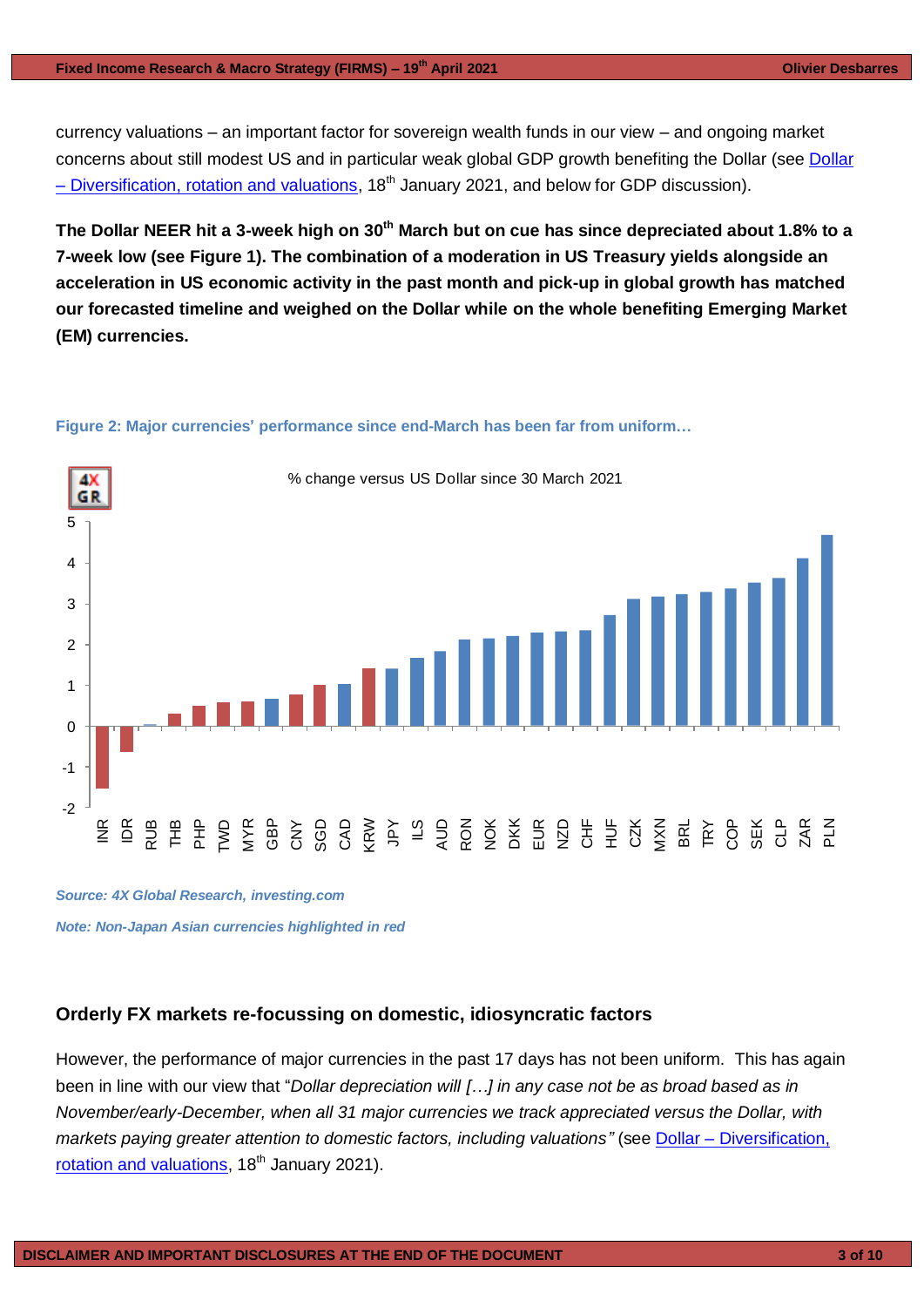currency valuations – an important factor for sovereign wealth funds in our view – and ongoing market concerns about still modest US and in particular weak global GDP growth benefiting the Dollar (see Dollar – Diversification, rotation and valuations, 18th January 2021, and below for GDP discussion).

**The Dollar NEER hit a 3-week high on 30th March but on cue has since depreciated about 1.8% to a 7-week low (see Figure 1). The combination of a moderation in US Treasury yields alongside an acceleration in US economic activity in the past month and pick-up in global growth has matched our forecasted timeline and weighed on the Dollar while on the whole benefiting Emerging Market (EM) currencies.**

**Figure 2: Major currencies' performance since end-March has been far from uniform…**

% change versus US Dollar since 30 March 2021

*Source: 4X Global Research, investing.com*

*Note: Non-Japan Asian currencies highlighted in red*

## Orderly FX markets re-focussing on domestic, idiosyncratic factors

However, the performance of major currencies in the past 17 days has not been uniform. This has again been in line with our view that "*Dollar depreciation will […] in any case not be as broad based as in November/early-December, when all 31 major currencies we track appreciated versus the Dollar, with markets paying greater attention to domestic factors, including valuations"* (see Dollar – Diversification, rotation and valuations, 18th January 2021).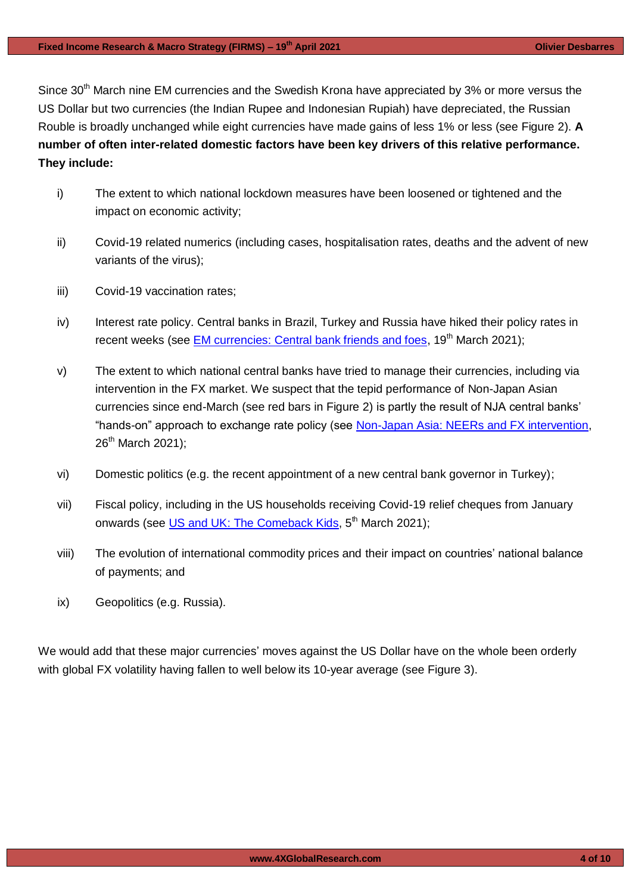Since 30th March nine EM currencies and the Swedish Krona have appreciated by 3% or more versus the US Dollar but two currencies (the Indian Rupee and Indonesian Rupiah) have depreciated, the Russian Rouble is broadly unchanged while eight currencies have made gains of less 1% or less (see Figure 2). **A number of often inter-related domestic factors have been key drivers of this relative performance. They include:**

i) The extent to which national lockdown measures have been loosened or tightened and the impact on economic activity;

ii) Covid-19 related numerics (including cases, hospitalisation rates, deaths and the advent of new variants of the virus);

iii) Covid-19 vaccination rates;

iv) Interest rate policy. Central banks in Brazil, Turkey and Russia have hiked their policy rates in recent weeks (see EM currencies: Central bank friends and foes, 19th March 2021);

v) The extent to which national central banks have tried to manage their currencies, including via intervention in the FX market. We suspect that the tepid performance of Non-Japan Asian currencies since end-March (see red bars in Figure 2) is partly the result of NJA central banks' "hands-on" approach to exchange rate policy (see Non-Japan Asia: NEERs and FX intervention, 26th March 2021);

vi) Domestic politics (e.g. the recent appointment of a new central bank governor in Turkey);

vii) Fiscal policy, including in the US households receiving Covid-19 relief cheques from January onwards (see US and UK: The Comeback Kids, 5th March 2021);

viii) The evolution of international commodity prices and their impact on countries' national balance of payments; and

ix) Geopolitics (e.g. Russia).

We would add that these major currencies' moves against the US Dollar have on the whole been orderly with global FX volatility having fallen to well below its 10-year average (see Figure 3).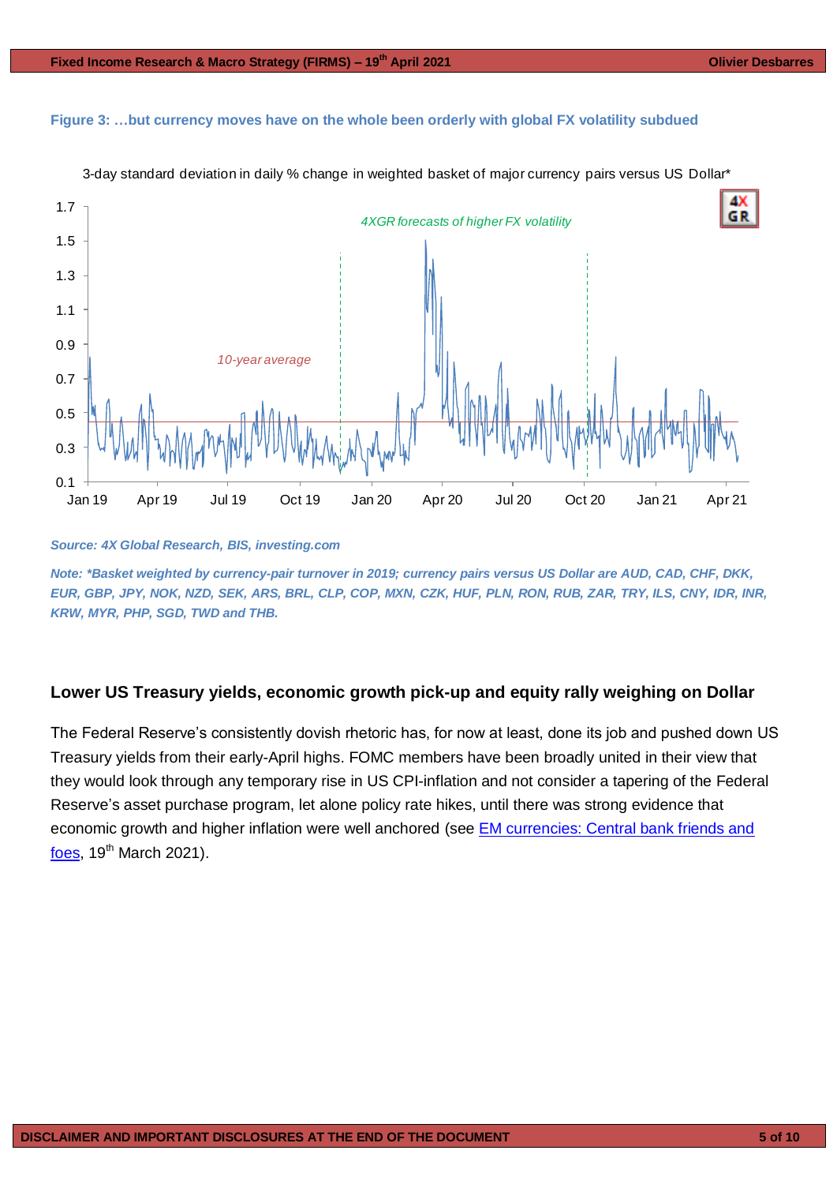**Figure 3: …but currency moves have on the whole been orderly with global FX volatility subdued**

3-day standard deviation in daily % change in weighted basket of major currency pairs versus US Dollar*

*Source: 4X Global Research, BIS, investing.com*

*Note: *Basket weighted by currency-pair turnover in 2019; currency pairs versus US Dollar are AUD, CAD, CHF, DKK, EUR, GBP, JPY, NOK, NZD, SEK, ARS, BRL, CLP, COP, MXN, CZK, HUF, PLN, RON, RUB, ZAR, TRY, ILS, CNY, IDR, INR, KRW, MYR, PHP, SGD, TWD and THB.*

### Lower US Treasury yields, economic growth pick-up and equity rally weighing on Dollar

The Federal Reserve's consistently dovish rhetoric has, for now at least, done its job and pushed down US Treasury yields from their early-April highs. FOMC members have been broadly united in their view that they would look through any temporary rise in US CPI-inflation and not consider a tapering of the Federal Reserve's asset purchase program, let alone policy rate hikes, until there was strong evidence that economic growth and higher inflation were well anchored (see [EM currencies: Central bank friends and foes](), 19th March 2021).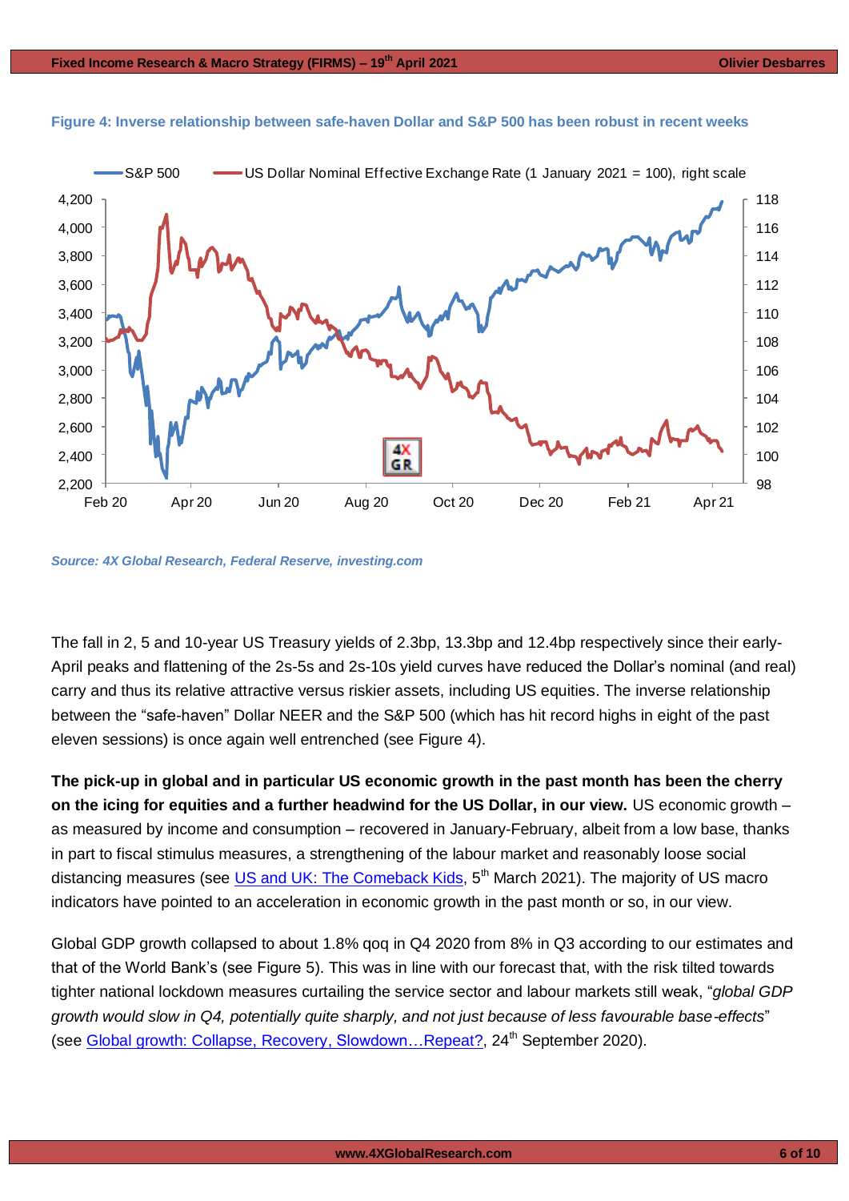**Figure 4: Inverse relationship between safe-haven Dollar and S&P 500 has been robust in recent weeks**

*Source: 4X Global Research, Federal Reserve, investing.com*

The fall in 2, 5 and 10-year US Treasury yields of 2.3bp, 13.3bp and 12.4bp respectively since their early-April peaks and flattening of the 2s-5s and 2s-10s yield curves have reduced the Dollar's nominal (and real) carry and thus its relative attractive versus riskier assets, including US equities. The inverse relationship between the "safe-haven" Dollar NEER and the S&P 500 (which has hit record highs in eight of the past eleven sessions) is once again well entrenched (see Figure 4).

**The pick-up in global and in particular US economic growth in the past month has been the cherry on the icing for equities and a further headwind for the US Dollar, in our view.** US economic growth – as measured by income and consumption – recovered in January-February, albeit from a low base, thanks in part to fiscal stimulus measures, a strengthening of the labour market and reasonably loose social distancing measures (see [US and UK: The Comeback Kids](), 5th March 2021). The majority of US macro indicators have pointed to an acceleration in economic growth in the past month or so, in our view.

Global GDP growth collapsed to about 1.8% qoq in Q4 2020 from 8% in Q3 according to our estimates and that of the World Bank's (see Figure 5). This was in line with our forecast that, with the risk tilted towards tighter national lockdown measures curtailing the service sector and labour markets still weak, "*global GDP growth would slow in Q4, potentially quite sharply, and not just because of less favourable base-effects*" (see [Global growth: Collapse, Recovery, Slowdown…Repeat?](), 24th September 2020).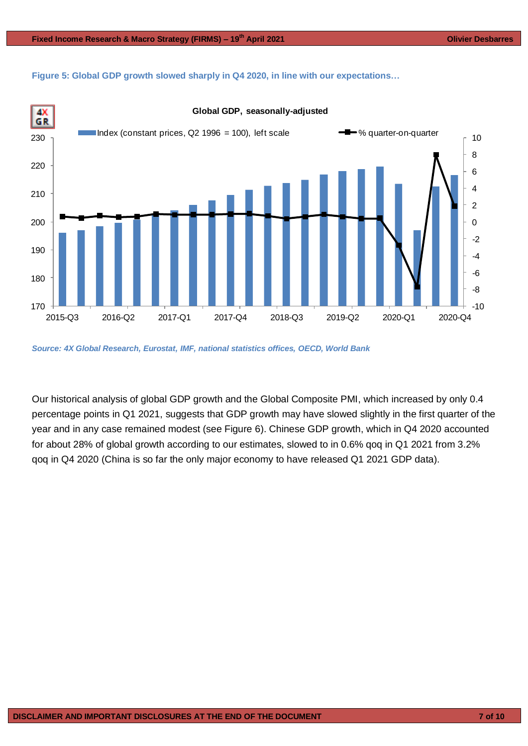**Figure 5: Global GDP growth slowed sharply in Q4 2020, in line with our expectations…**

*Source: 4X Global Research, Eurostat, IMF, national statistics offices, OECD, World Bank*

Our historical analysis of global GDP growth and the Global Composite PMI, which increased by only 0.4 percentage points in Q1 2021, suggests that GDP growth may have slowed slightly in the first quarter of the year and in any case remained modest (see Figure 6). Chinese GDP growth, which in Q4 2020 accounted for about 28% of global growth according to our estimates, slowed to in 0.6% qoq in Q1 2021 from 3.2% qoq in Q4 2020 (China is so far the only major economy to have released Q1 2021 GDP data).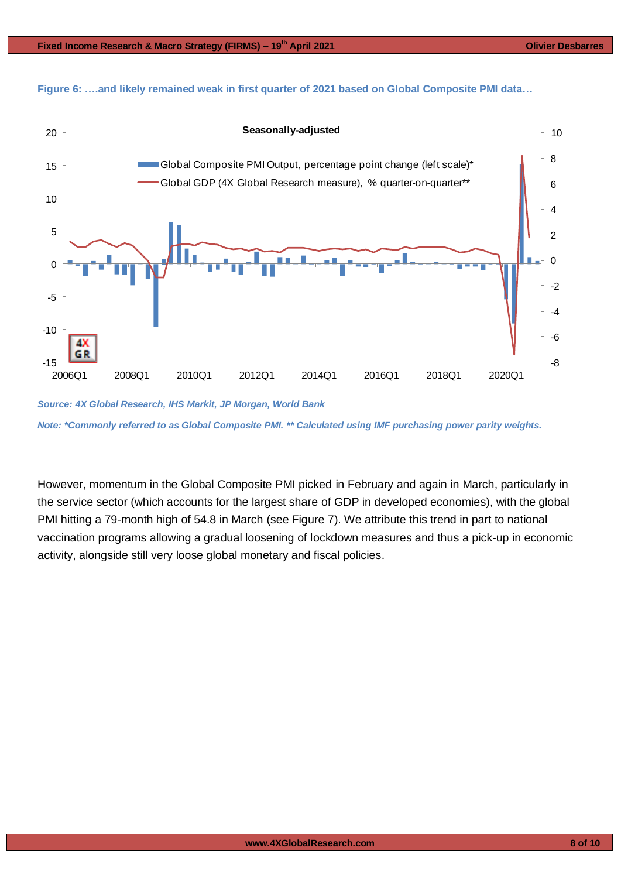**Figure 6: ….and likely remained weak in first quarter of 2021 based on Global Composite PMI data…**

*Source: 4X Global Research, IHS Markit, JP Morgan, World Bank*

*Note: *Commonly referred to as Global Composite PMI. ** Calculated using IMF purchasing power parity weights.*

However, momentum in the Global Composite PMI picked in February and again in March, particularly in the service sector (which accounts for the largest share of GDP in developed economies), with the global PMI hitting a 79-month high of 54.8 in March (see Figure 7). We attribute this trend in part to national vaccination programs allowing a gradual loosening of lockdown measures and thus a pick-up in economic activity, alongside still very loose global monetary and fiscal policies.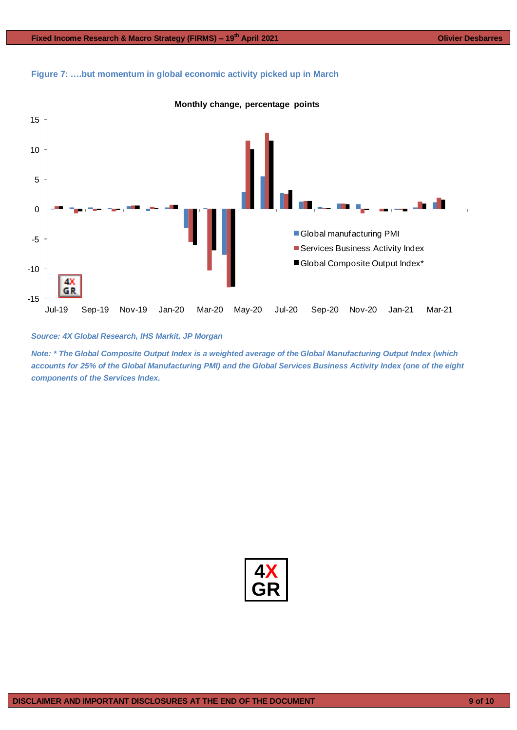**Figure 7: ….but momentum in global economic activity picked up in March**

*Source: 4X Global Research, IHS Markit, JP Morgan*

*Note: * The Global Composite Output Index is a weighted average of the Global Manufacturing Output Index (which accounts for 25% of the Global Manufacturing PMI) and the Global Services Business Activity Index (one of the eight components of the Services Index.*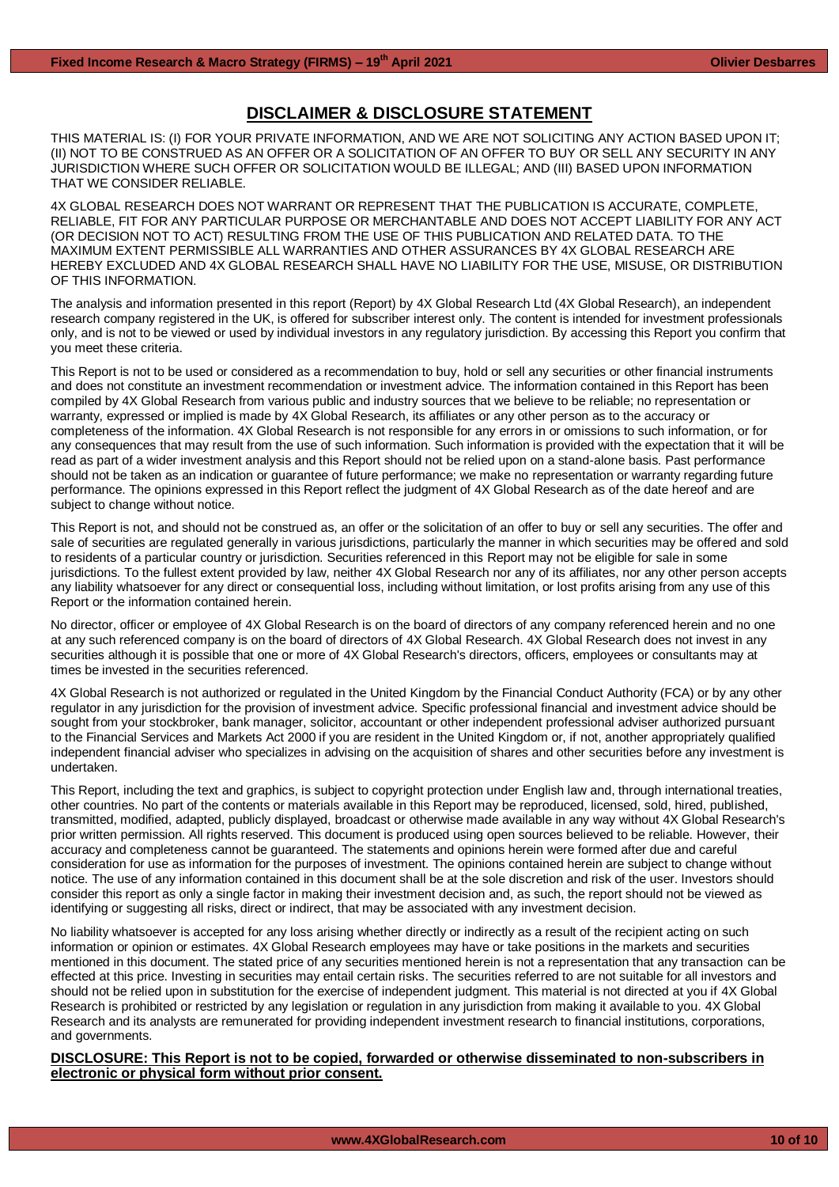## DISCLAIMER & DISCLOSURE STATEMENT

THIS MATERIAL IS: (I) FOR YOUR PRIVATE INFORMATION, AND WE ARE NOT SOLICITING ANY ACTION BASED UPON IT; (II) NOT TO BE CONSTRUED AS AN OFFER OR A SOLICITATION OF AN OFFER TO BUY OR SELL ANY SECURITY IN ANY JURISDICTION WHERE SUCH OFFER OR SOLICITATION WOULD BE ILLEGAL; AND (III) BASED UPON INFORMATION THAT WE CONSIDER RELIABLE.

4X GLOBAL RESEARCH DOES NOT WARRANT OR REPRESENT THAT THE PUBLICATION IS ACCURATE, COMPLETE, RELIABLE, FIT FOR ANY PARTICULAR PURPOSE OR MERCHANTABLE AND DOES NOT ACCEPT LIABILITY FOR ANY ACT (OR DECISION NOT TO ACT) RESULTING FROM THE USE OF THIS PUBLICATION AND RELATED DATA. TO THE MAXIMUM EXTENT PERMISSIBLE ALL WARRANTIES AND OTHER ASSURANCES BY 4X GLOBAL RESEARCH ARE HEREBY EXCLUDED AND 4X GLOBAL RESEARCH SHALL HAVE NO LIABILITY FOR THE USE, MISUSE, OR DISTRIBUTION OF THIS INFORMATION.

The analysis and information presented in this report (Report) by 4X Global Research Ltd (4X Global Research), an independent research company registered in the UK, is offered for subscriber interest only. The content is intended for investment professionals only, and is not to be viewed or used by individual investors in any regulatory jurisdiction. By accessing this Report you confirm that you meet these criteria.

This Report is not to be used or considered as a recommendation to buy, hold or sell any securities or other financial instruments and does not constitute an investment recommendation or investment advice. The information contained in this Report has been compiled by 4X Global Research from various public and industry sources that we believe to be reliable; no representation or warranty, expressed or implied is made by 4X Global Research, its affiliates or any other person as to the accuracy or completeness of the information. 4X Global Research is not responsible for any errors in or omissions to such information, or for any consequences that may result from the use of such information. Such information is provided with the expectation that it will be read as part of a wider investment analysis and this Report should not be relied upon on a stand-alone basis. Past performance should not be taken as an indication or guarantee of future performance; we make no representation or warranty regarding future performance. The opinions expressed in this Report reflect the judgment of 4X Global Research as of the date hereof and are subject to change without notice.

This Report is not, and should not be construed as, an offer or the solicitation of an offer to buy or sell any securities. The offer and sale of securities are regulated generally in various jurisdictions, particularly the manner in which securities may be offered and sold to residents of a particular country or jurisdiction. Securities referenced in this Report may not be eligible for sale in some jurisdictions. To the fullest extent provided by law, neither 4X Global Research nor any of its affiliates, nor any other person accepts any liability whatsoever for any direct or consequential loss, including without limitation, or lost profits arising from any use of this Report or the information contained herein.

No director, officer or employee of 4X Global Research is on the board of directors of any company referenced herein and no one at any such referenced company is on the board of directors of 4X Global Research. 4X Global Research does not invest in any securities although it is possible that one or more of 4X Global Research's directors, officers, employees or consultants may at times be invested in the securities referenced.

4X Global Research is not authorized or regulated in the United Kingdom by the Financial Conduct Authority (FCA) or by any other regulator in any jurisdiction for the provision of investment advice. Specific professional financial and investment advice should be sought from your stockbroker, bank manager, solicitor, accountant or other independent professional adviser authorized pursuant to the Financial Services and Markets Act 2000 if you are resident in the United Kingdom or, if not, another appropriately qualified independent financial adviser who specializes in advising on the acquisition of shares and other securities before any investment is undertaken.

This Report, including the text and graphics, is subject to copyright protection under English law and, through international treaties, other countries. No part of the contents or materials available in this Report may be reproduced, licensed, sold, hired, published, transmitted, modified, adapted, publicly displayed, broadcast or otherwise made available in any way without 4X Global Research's prior written permission. All rights reserved. This document is produced using open sources believed to be reliable. However, their accuracy and completeness cannot be guaranteed. The statements and opinions herein were formed after due and careful consideration for use as information for the purposes of investment. The opinions contained herein are subject to change without notice. The use of any information contained in this document shall be at the sole discretion and risk of the user. Investors should consider this report as only a single factor in making their investment decision and, as such, the report should not be viewed as identifying or suggesting all risks, direct or indirect, that may be associated with any investment decision.

No liability whatsoever is accepted for any loss arising whether directly or indirectly as a result of the recipient acting on such information or opinion or estimates. 4X Global Research employees may have or take positions in the markets and securities mentioned in this document. The stated price of any securities mentioned herein is not a representation that any transaction can be effected at this price. Investing in securities may entail certain risks. The securities referred to are not suitable for all investors and should not be relied upon in substitution for the exercise of independent judgment. This material is not directed at you if 4X Global Research is prohibited or restricted by any legislation or regulation in any jurisdiction from making it available to you. 4X Global Research and its analysts are remunerated for providing independent investment research to financial institutions, corporations, and governments.

**DISCLOSURE: This Report is not to be copied, forwarded or otherwise disseminated to non-subscribers in electronic or physical form without prior consent.**